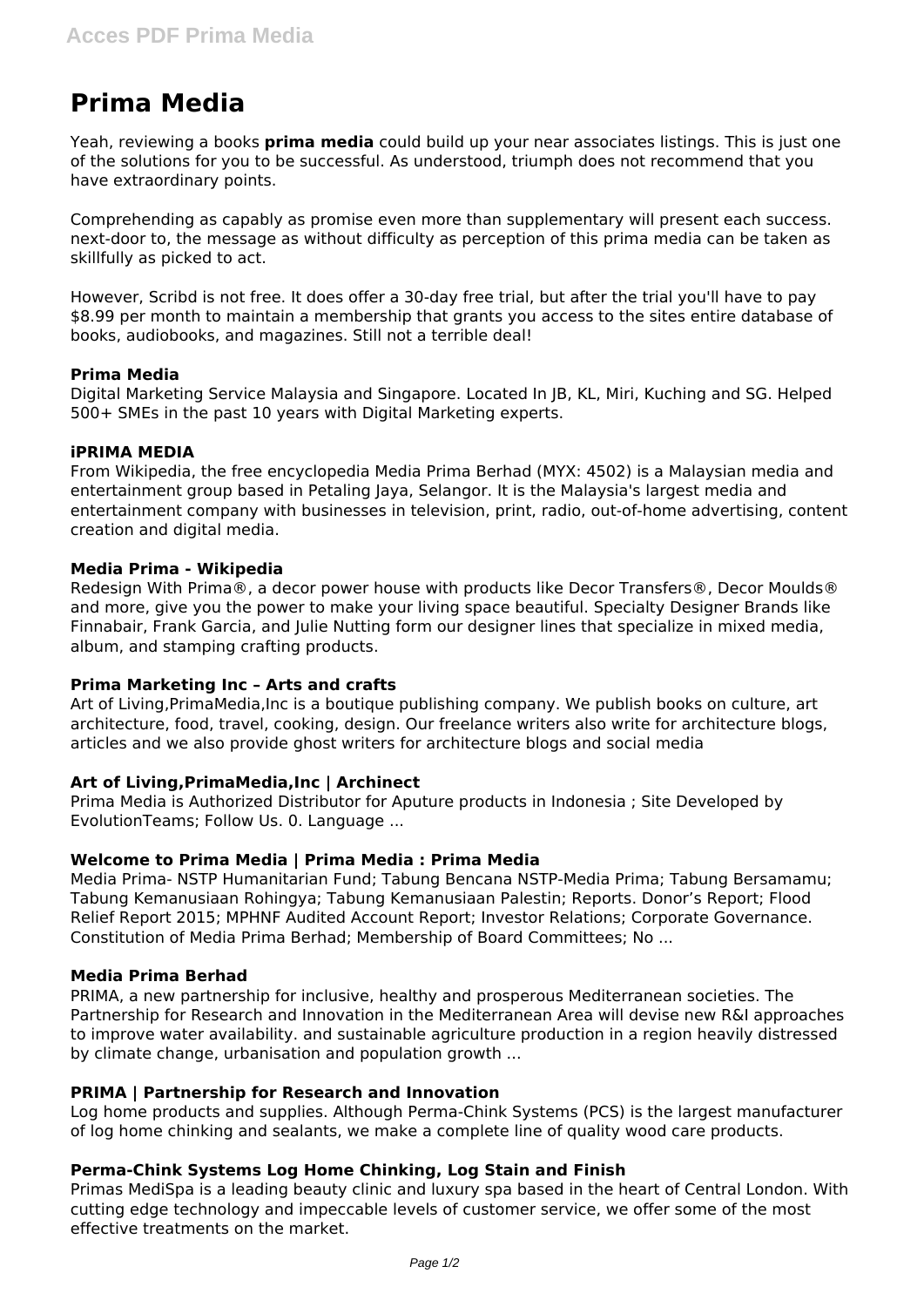# Prima Media

Yeah, reviewing a books **prima media** could build up your near associates listings. This is just one of the solutions for you to be successful. As understood, triumph does not recommend that you have extraordinary points.

Comprehending as capably as promise even more than supplementary will present each success. next-door to, the message as without difficulty as perception of this prima media can be taken as skillfully as picked to act.

However, Scribd is not free. It does offer a 30-day free trial, but after the trial you'll have to pay $8.99 per month to maintain a membership that grants you access to the sites entire database of books, audiobooks, and magazines. Still not a terrible deal!

### Prima Media

Digital Marketing Service Malaysia and Singapore. Located In JB, KL, Miri, Kuching and SG. Helped 500+ SMEs in the past 10 years with Digital Marketing experts.

### iPRIMA MEDIA

From Wikipedia, the free encyclopedia Media Prima Berhad (MYX: 4502) is a Malaysian media and entertainment group based in Petaling Jaya, Selangor. It is the Malaysia's largest media and entertainment company with businesses in television, print, radio, out-of-home advertising, content creation and digital media.

### Media Prima - Wikipedia

Redesign With Prima®, a decor power house with products like Decor Transfers®, Decor Moulds® and more, give you the power to make your living space beautiful. Specialty Designer Brands like Finnabair, Frank Garcia, and Julie Nutting form our designer lines that specialize in mixed media, album, and stamping crafting products.

### Prima Marketing Inc – Arts and crafts

Art of Living,PrimaMedia,Inc is a boutique publishing company. We publish books on culture, art architecture, food, travel, cooking, design. Our freelance writers also write for architecture blogs, articles and we also provide ghost writers for architecture blogs and social media

### Art of Living,PrimaMedia,Inc | Archinect

Prima Media is Authorized Distributor for Aputure products in Indonesia ; Site Developed by EvolutionTeams; Follow Us. 0. Language ...

### Welcome to Prima Media | Prima Media : Prima Media

Media Prima- NSTP Humanitarian Fund; Tabung Bencana NSTP-Media Prima; Tabung Bersamamu; Tabung Kemanusiaan Rohingya; Tabung Kemanusiaan Palestin; Reports. Donor's Report; Flood Relief Report 2015; MPHNF Audited Account Report; Investor Relations; Corporate Governance. Constitution of Media Prima Berhad; Membership of Board Committees; No ...

### Media Prima Berhad

PRIMA, a new partnership for inclusive, healthy and prosperous Mediterranean societies. The Partnership for Research and Innovation in the Mediterranean Area will devise new R&I approaches to improve water availability. and sustainable agriculture production in a region heavily distressed by climate change, urbanisation and population growth ...

### PRIMA | Partnership for Research and Innovation

Log home products and supplies. Although Perma-Chink Systems (PCS) is the largest manufacturer of log home chinking and sealants, we make a complete line of quality wood care products.

### Perma-Chink Systems Log Home Chinking, Log Stain and Finish

Primas MediSpa is a leading beauty clinic and luxury spa based in the heart of Central London. With cutting edge technology and impeccable levels of customer service, we offer some of the most effective treatments on the market.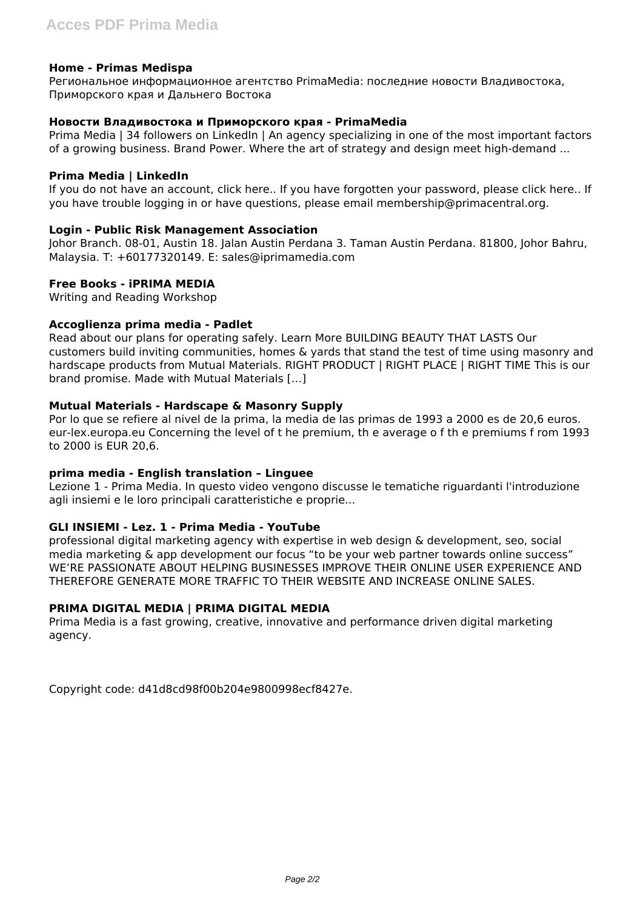#### Home - Primas Medispa

Региональное информационное агентство PrimaMedia: последние новости Владивостока, Приморского края и Дальнего Востока

#### Новости Владивостока и Приморского края - PrimaMedia

Prima Media | 34 followers on LinkedIn | An agency specializing in one of the most important factors of a growing business. Brand Power. Where the art of strategy and design meet high-demand ...

#### Prima Media | LinkedIn

If you do not have an account, click here.. If you have forgotten your password, please click here.. If you have trouble logging in or have questions, please email membership@primacentral.org.

#### Login - Public Risk Management Association

Johor Branch. 08-01, Austin 18. Jalan Austin Perdana 3. Taman Austin Perdana. 81800, Johor Bahru, Malaysia. T: +60177320149. E: sales@iprimamedia.com

#### Free Books - iPRIMA MEDIA

Writing and Reading Workshop

#### Accoglienza prima media - Padlet

Read about our plans for operating safely. Learn More BUILDING BEAUTY THAT LASTS Our customers build inviting communities, homes & yards that stand the test of time using masonry and hardscape products from Mutual Materials. RIGHT PRODUCT | RIGHT PLACE | RIGHT TIME This is our brand promise. Made with Mutual Materials […]

#### Mutual Materials - Hardscape & Masonry Supply

Por lo que se refiere al nivel de la prima, la media de las primas de 1993 a 2000 es de 20,6 euros. eur-lex.europa.eu Concerning the level of t he premium, th e average o f th e premiums f rom 1993 to 2000 is EUR 20,6.

#### prima media - English translation – Linguee

Lezione 1 - Prima Media. In questo video vengono discusse le tematiche riguardanti l'introduzione agli insiemi e le loro principali caratteristiche e proprie...

#### GLI INSIEMI - Lez. 1 - Prima Media - YouTube

professional digital marketing agency with expertise in web design & development, seo, social media marketing & app development our focus "to be your web partner towards online success" WE'RE PASSIONATE ABOUT HELPING BUSINESSES IMPROVE THEIR ONLINE USER EXPERIENCE AND THEREFORE GENERATE MORE TRAFFIC TO THEIR WEBSITE AND INCREASE ONLINE SALES.

#### PRIMA DIGITAL MEDIA | PRIMA DIGITAL MEDIA

Prima Media is a fast growing, creative, innovative and performance driven digital marketing agency.

Copyright code: d41d8cd98f00b204e9800998ecf8427e.